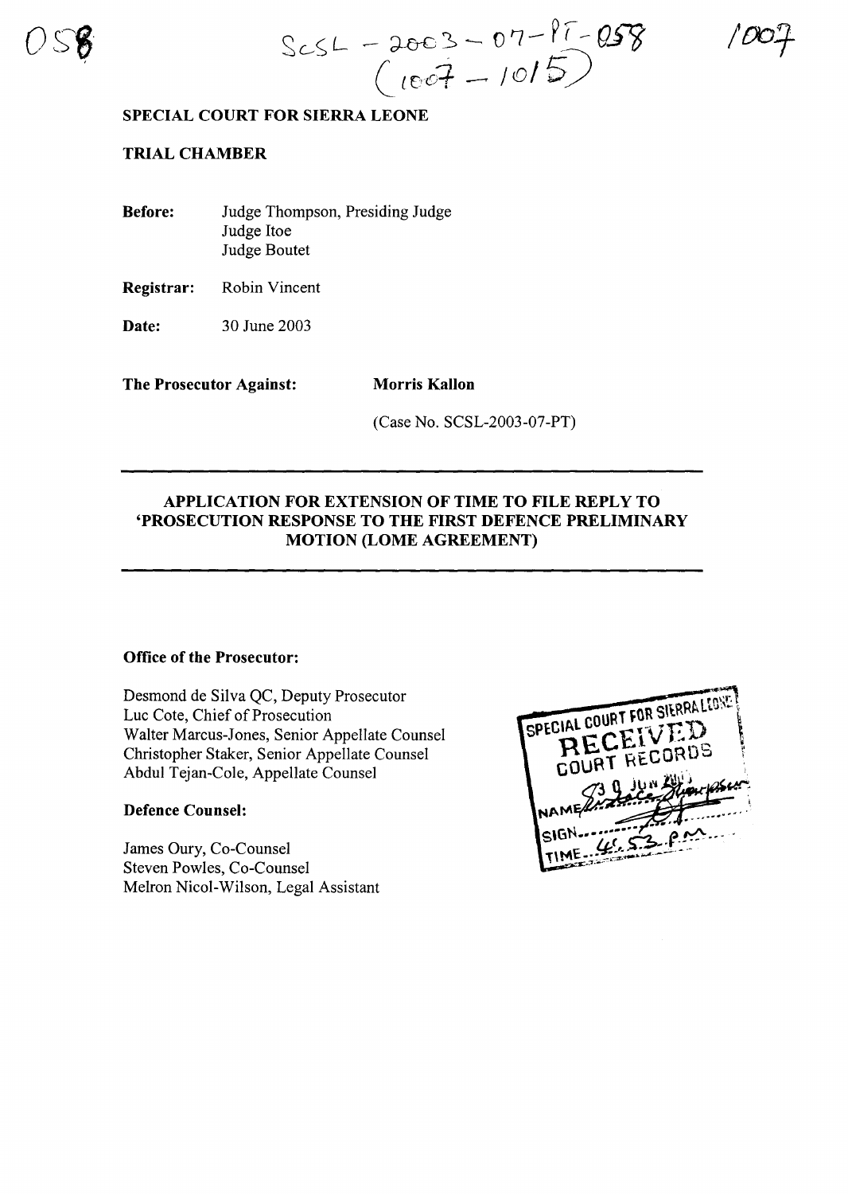SCSL – 2003 – 07 – PT – 058
(1007 – 1015)

**SPECIAL COURT FOR SIERRA LEONE**

**TRIAL CHAMBER**

**Before:** Judge Thompson, Presiding Judge
Judge Itoe
Judge Boutet

**Registrar:** Robin Vincent

**Date:** 30 June 2003

**The Prosecutor Against:** **Morris Kallon**

(Case No. SCSL-2003-07-PT)

---

**APPLICATION FOR EXTENSION OF TIME TO FILE REPLY TO 'PROSECUTION RESPONSE TO THE FIRST DEFENCE PRELIMINARY MOTION (LOME AGREEMENT)**

---

**Office of the Prosecutor:**

Desmond de Silva QC, Deputy Prosecutor
Luc Cote, Chief of Prosecution
Walter Marcus-Jones, Senior Appellate Counsel
Christopher Staker, Senior Appellate Counsel
Abdul Tejan-Cole, Appellate Counsel

**Defence Counsel:**

James Oury, Co-Counsel
Steven Powles, Co-Counsel
Melron Nicol-Wilson, Legal Assistant

SPECIAL COURT FOR SIERRA LEONE
RECEIVED
COURT RECORDS
30 JUN 2003
NAME
SIGN
TIME 4:53 pm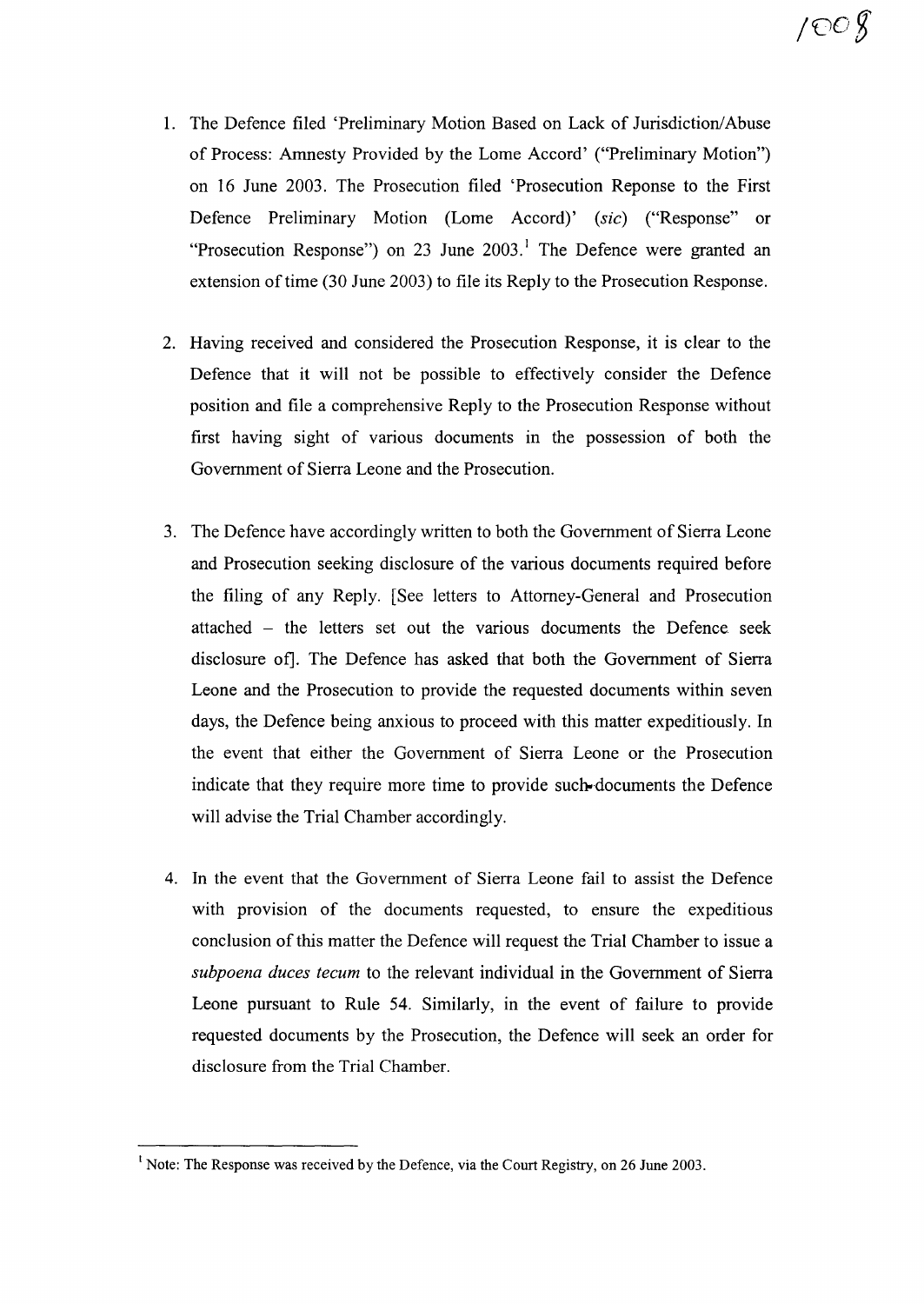1. The Defence filed 'Preliminary Motion Based on Lack of Jurisdiction/Abuse of Process: Amnesty Provided by the Lome Accord' ("Preliminary Motion") on 16 June 2003. The Prosecution filed 'Prosecution Reponse to the First Defence Preliminary Motion (Lome Accord)' (*sic*) ("Response" or "Prosecution Response") on 23 June 2003.[1] The Defence were granted an extension of time (30 June 2003) to file its Reply to the Prosecution Response.

2. Having received and considered the Prosecution Response, it is clear to the Defence that it will not be possible to effectively consider the Defence position and file a comprehensive Reply to the Prosecution Response without first having sight of various documents in the possession of both the Government of Sierra Leone and the Prosecution.

3. The Defence have accordingly written to both the Government of Sierra Leone and Prosecution seeking disclosure of the various documents required before the filing of any Reply. [See letters to Attorney-General and Prosecution attached – the letters set out the various documents the Defence seek disclosure of]. The Defence has asked that both the Government of Sierra Leone and the Prosecution to provide the requested documents within seven days, the Defence being anxious to proceed with this matter expeditiously. In the event that either the Government of Sierra Leone or the Prosecution indicate that they require more time to provide such documents the Defence will advise the Trial Chamber accordingly.

4. In the event that the Government of Sierra Leone fail to assist the Defence with provision of the documents requested, to ensure the expeditious conclusion of this matter the Defence will request the Trial Chamber to issue a *subpoena duces tecum* to the relevant individual in the Government of Sierra Leone pursuant to Rule 54. Similarly, in the event of failure to provide requested documents by the Prosecution, the Defence will seek an order for disclosure from the Trial Chamber.

[1] Note: The Response was received by the Defence, via the Court Registry, on 26 June 2003.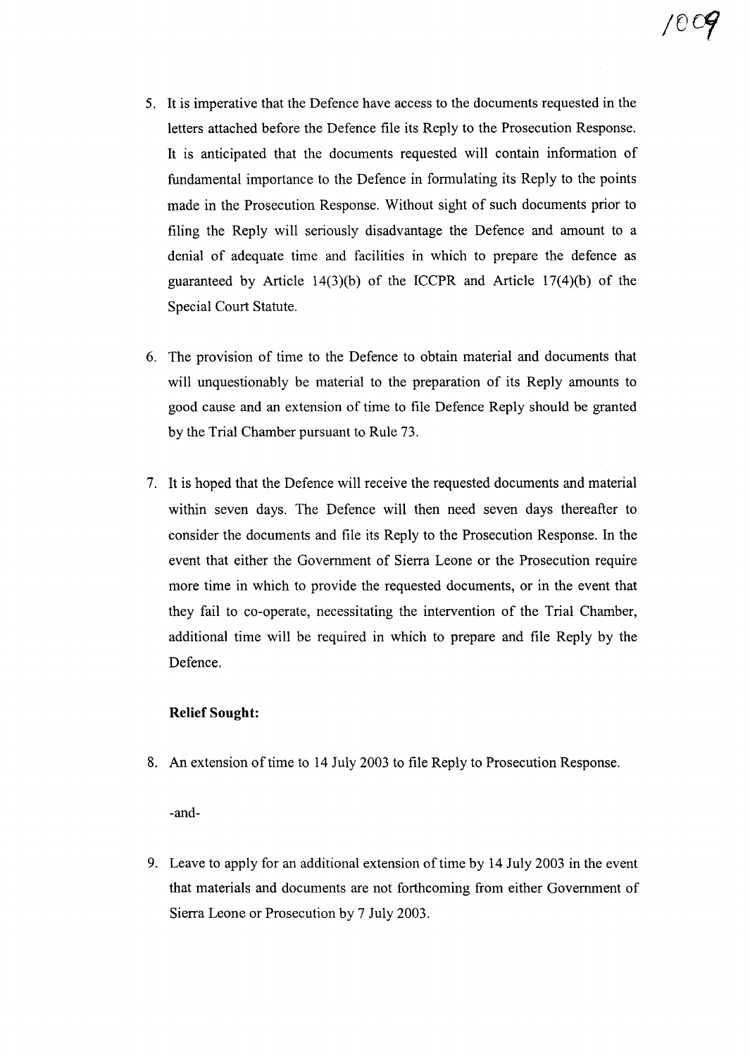5. It is imperative that the Defence have access to the documents requested in the letters attached before the Defence file its Reply to the Prosecution Response. It is anticipated that the documents requested will contain information of fundamental importance to the Defence in formulating its Reply to the points made in the Prosecution Response. Without sight of such documents prior to filing the Reply will seriously disadvantage the Defence and amount to a denial of adequate time and facilities in which to prepare the defence as guaranteed by Article 14(3)(b) of the ICCPR and Article 17(4)(b) of the Special Court Statute.

6. The provision of time to the Defence to obtain material and documents that will unquestionably be material to the preparation of its Reply amounts to good cause and an extension of time to file Defence Reply should be granted by the Trial Chamber pursuant to Rule 73.

7. It is hoped that the Defence will receive the requested documents and material within seven days. The Defence will then need seven days thereafter to consider the documents and file its Reply to the Prosecution Response. In the event that either the Government of Sierra Leone or the Prosecution require more time in which to provide the requested documents, or in the event that they fail to co-operate, necessitating the intervention of the Trial Chamber, additional time will be required in which to prepare and file Reply by the Defence.

**Relief Sought:**

8. An extension of time to 14 July 2003 to file Reply to Prosecution Response.

   -and-

9. Leave to apply for an additional extension of time by 14 July 2003 in the event that materials and documents are not forthcoming from either Government of Sierra Leone or Prosecution by 7 July 2003.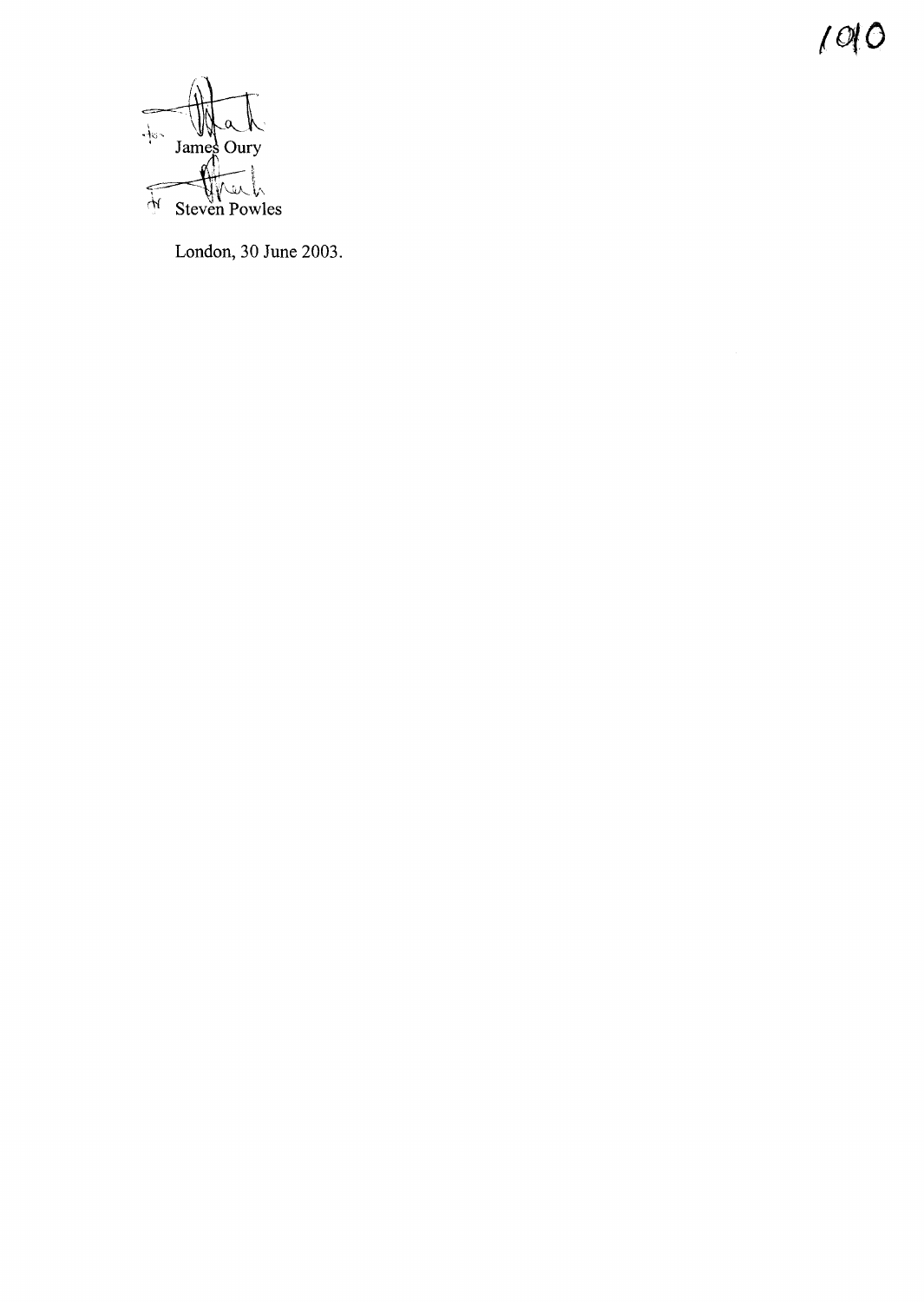James Oury

Steven Powles

London, 30 June 2003.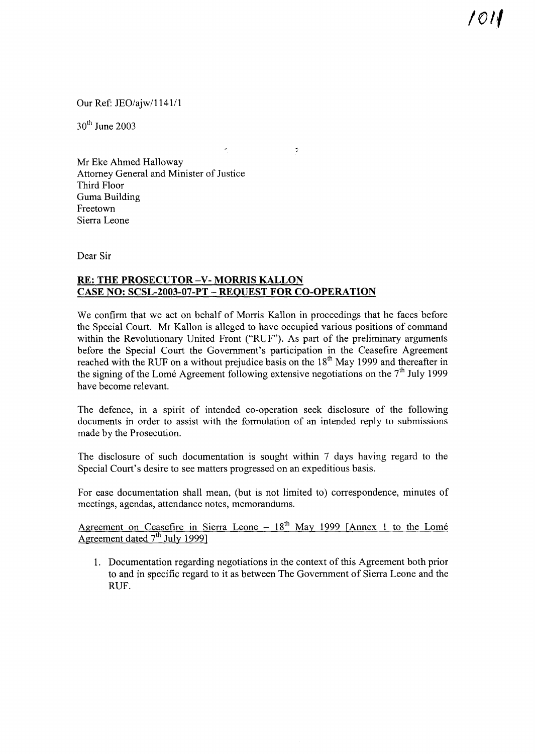Our Ref: JEO/ajw/1141/1

30th June 2003

Mr Eke Ahmed Halloway
Attorney General and Minister of Justice
Third Floor
Guma Building
Freetown
Sierra Leone

Dear Sir

**RE: THE PROSECUTOR -V- MORRIS KALLON**
**CASE NO: SCSL-2003-07-PT – REQUEST FOR CO-OPERATION**

We confirm that we act on behalf of Morris Kallon in proceedings that he faces before the Special Court. Mr Kallon is alleged to have occupied various positions of command within the Revolutionary United Front ("RUF"). As part of the preliminary arguments before the Special Court the Government's participation in the Ceasefire Agreement reached with the RUF on a without prejudice basis on the 18th May 1999 and thereafter in the signing of the Lomé Agreement following extensive negotiations on the 7th July 1999 have become relevant.

The defence, in a spirit of intended co-operation seek disclosure of the following documents in order to assist with the formulation of an intended reply to submissions made by the Prosecution.

The disclosure of such documentation is sought within 7 days having regard to the Special Court's desire to see matters progressed on an expeditious basis.

For ease documentation shall mean, (but is not limited to) correspondence, minutes of meetings, agendas, attendance notes, memorandums.

Agreement on Ceasefire in Sierra Leone – 18th May 1999 [Annex 1 to the Lomé Agreement dated 7th July 1999]

1. Documentation regarding negotiations in the context of this Agreement both prior to and in specific regard to it as between The Government of Sierra Leone and the RUF.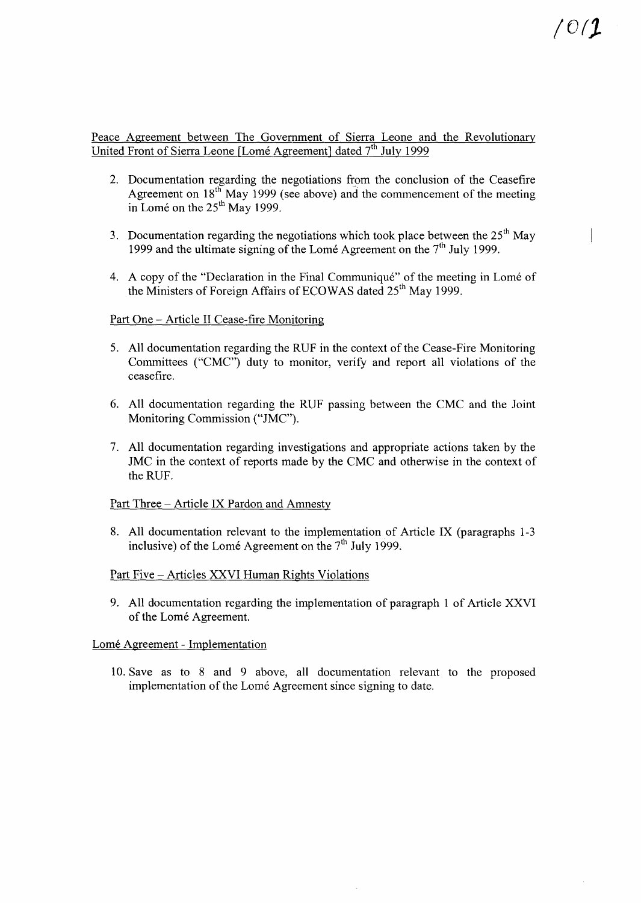Peace Agreement between The Government of Sierra Leone and the Revolutionary United Front of Sierra Leone [Lomé Agreement] dated 7th July 1999

2. Documentation regarding the negotiations from the conclusion of the Ceasefire Agreement on 18th May 1999 (see above) and the commencement of the meeting in Lomé on the 25th May 1999.

3. Documentation regarding the negotiations which took place between the 25th May 1999 and the ultimate signing of the Lomé Agreement on the 7th July 1999.

4. A copy of the "Declaration in the Final Communiqué" of the meeting in Lomé of the Ministers of Foreign Affairs of ECOWAS dated 25th May 1999.

Part One – Article II Cease-fire Monitoring

5. All documentation regarding the RUF in the context of the Cease-Fire Monitoring Committees ("CMC") duty to monitor, verify and report all violations of the ceasefire.

6. All documentation regarding the RUF passing between the CMC and the Joint Monitoring Commission ("JMC").

7. All documentation regarding investigations and appropriate actions taken by the JMC in the context of reports made by the CMC and otherwise in the context of the RUF.

Part Three – Article IX Pardon and Amnesty

8. All documentation relevant to the implementation of Article IX (paragraphs 1-3 inclusive) of the Lomé Agreement on the 7th July 1999.

Part Five – Articles XXVI Human Rights Violations

9. All documentation regarding the implementation of paragraph 1 of Article XXVI of the Lomé Agreement.

Lomé Agreement - Implementation

10. Save as to 8 and 9 above, all documentation relevant to the proposed implementation of the Lomé Agreement since signing to date.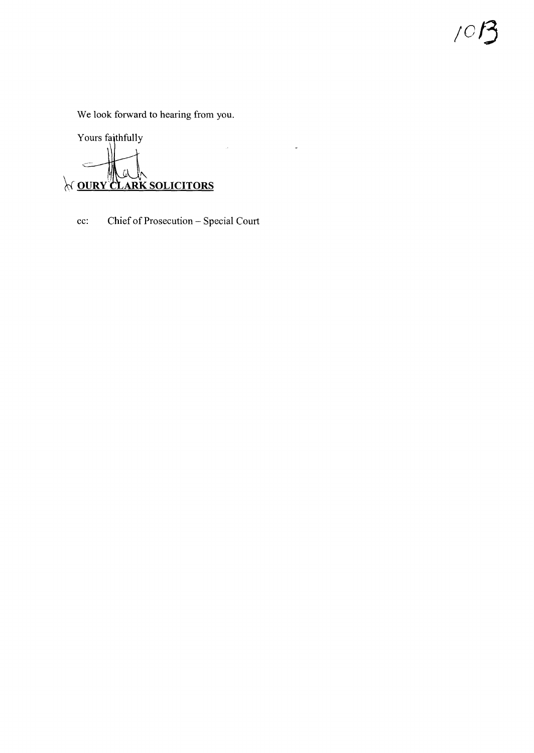We look forward to hearing from you.

Yours faithfully

**OURY CLARK SOLICITORS**

cc: Chief of Prosecution – Special Court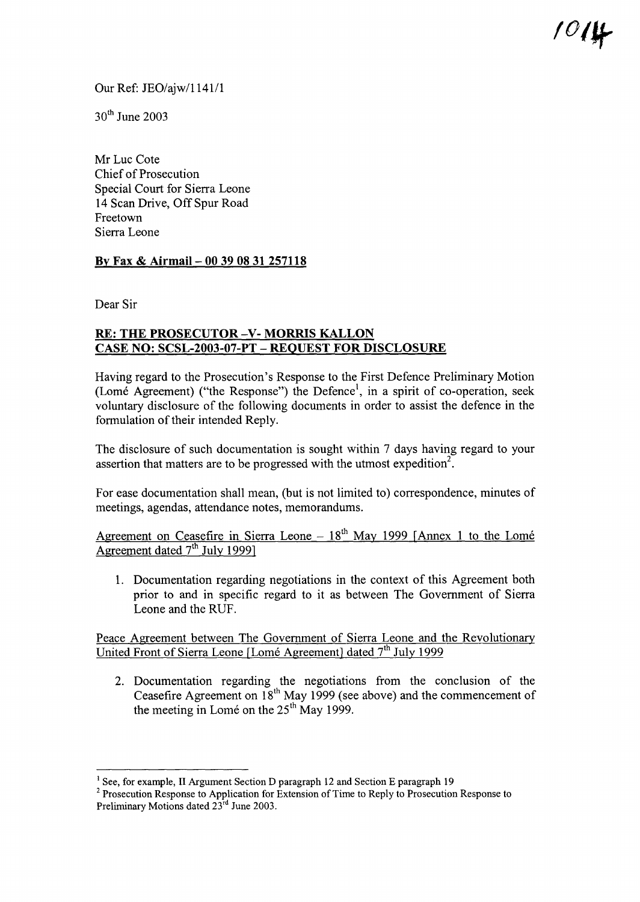Our Ref: JEO/ajw/1141/1

30th June 2003

Mr Luc Cote
Chief of Prosecution
Special Court for Sierra Leone
14 Scan Drive, Off Spur Road
Freetown
Sierra Leone

**By Fax & Airmail – 00 39 08 31 257118**

Dear Sir

**RE: THE PROSECUTOR -V- MORRIS KALLON**
**CASE NO: SCSL-2003-07-PT – REQUEST FOR DISCLOSURE**

Having regard to the Prosecution's Response to the First Defence Preliminary Motion (Lomé Agreement) ("the Response") the Defence[1], in a spirit of co-operation, seek voluntary disclosure of the following documents in order to assist the defence in the formulation of their intended Reply.

The disclosure of such documentation is sought within 7 days having regard to your assertion that matters are to be progressed with the utmost expedition[2].

For ease documentation shall mean, (but is not limited to) correspondence, minutes of meetings, agendas, attendance notes, memorandums.

Agreement on Ceasefire in Sierra Leone – 18th May 1999 [Annex 1 to the Lomé Agreement dated 7th July 1999]

1. Documentation regarding negotiations in the context of this Agreement both prior to and in specific regard to it as between The Government of Sierra Leone and the RUF.

Peace Agreement between The Government of Sierra Leone and the Revolutionary United Front of Sierra Leone [Lomé Agreement] dated 7th July 1999

2. Documentation regarding the negotiations from the conclusion of the Ceasefire Agreement on 18th May 1999 (see above) and the commencement of the meeting in Lomé on the 25th May 1999.

---

[1] See, for example, II Argument Section D paragraph 12 and Section E paragraph 19

[2] Prosecution Response to Application for Extension of Time to Reply to Prosecution Response to Preliminary Motions dated 23rd June 2003.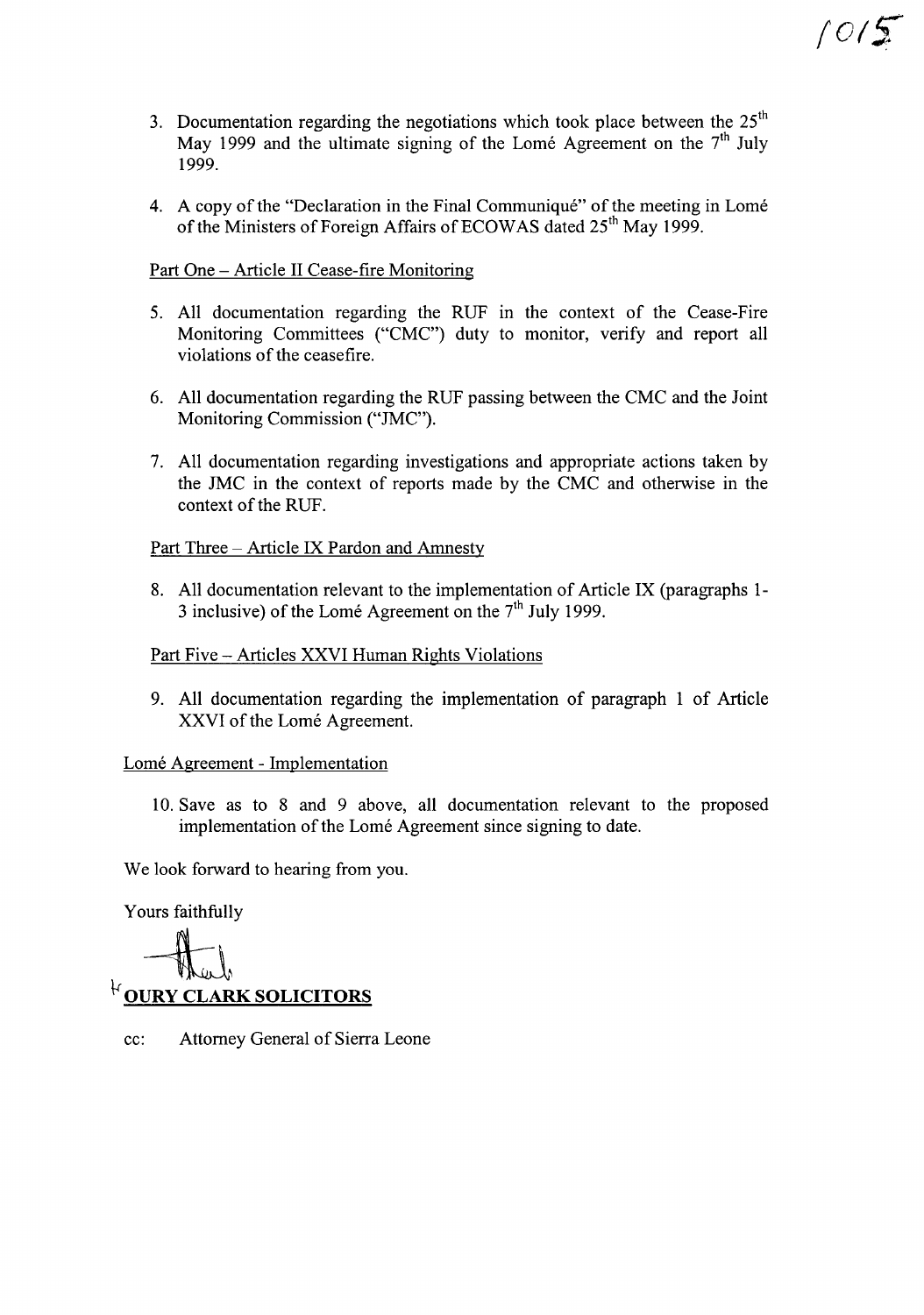3. Documentation regarding the negotiations which took place between the 25th May 1999 and the ultimate signing of the Lomé Agreement on the 7th July 1999.

4. A copy of the "Declaration in the Final Communiqué" of the meeting in Lomé of the Ministers of Foreign Affairs of ECOWAS dated 25th May 1999.

Part One – Article II Cease-fire Monitoring

5. All documentation regarding the RUF in the context of the Cease-Fire Monitoring Committees ("CMC") duty to monitor, verify and report all violations of the ceasefire.

6. All documentation regarding the RUF passing between the CMC and the Joint Monitoring Commission ("JMC").

7. All documentation regarding investigations and appropriate actions taken by the JMC in the context of reports made by the CMC and otherwise in the context of the RUF.

Part Three – Article IX Pardon and Amnesty

8. All documentation relevant to the implementation of Article IX (paragraphs 1-3 inclusive) of the Lomé Agreement on the 7th July 1999.

Part Five – Articles XXVI Human Rights Violations

9. All documentation regarding the implementation of paragraph 1 of Article XXVI of the Lomé Agreement.

Lomé Agreement - Implementation

10. Save as to 8 and 9 above, all documentation relevant to the proposed implementation of the Lomé Agreement since signing to date.

We look forward to hearing from you.

Yours faithfully

**OURY CLARK SOLICITORS**

cc: Attorney General of Sierra Leone